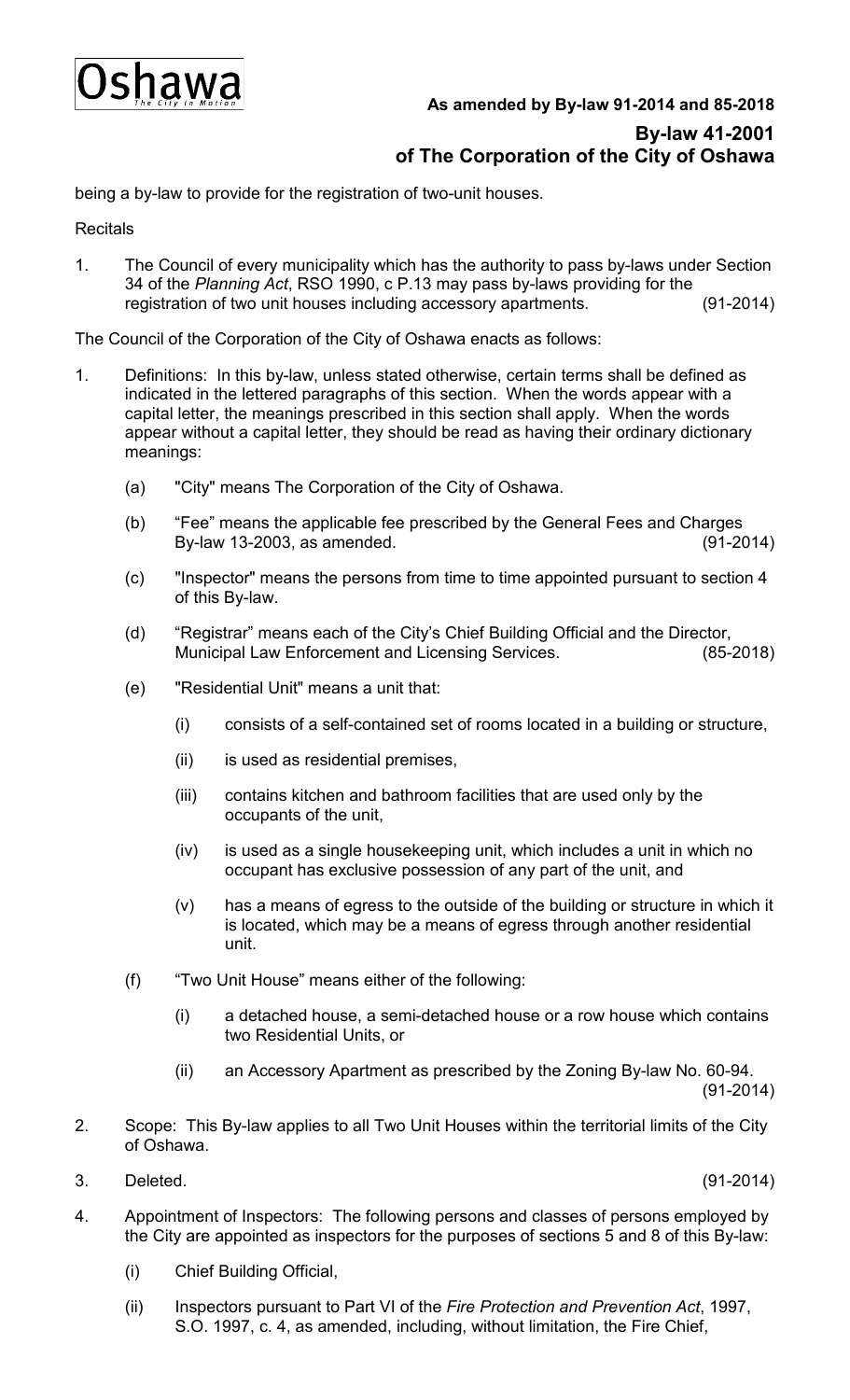Oshawa
*The City in Motion*

**As amended by By-law 91-2014 and 85-2018**

# By-law 41-2001
# of The Corporation of the City of Oshawa

being a by-law to provide for the registration of two-unit houses.

Recitals

1. The Council of every municipality which has the authority to pass by-laws under Section 34 of the *Planning Act*, RSO 1990, c P.13 may pass by-laws providing for the registration of two unit houses including accessory apartments. (91-2014)

The Council of the Corporation of the City of Oshawa enacts as follows:

1. Definitions: In this by-law, unless stated otherwise, certain terms shall be defined as indicated in the lettered paragraphs of this section. When the words appear with a capital letter, the meanings prescribed in this section shall apply. When the words appear without a capital letter, they should be read as having their ordinary dictionary meanings:

   (a) "City" means The Corporation of the City of Oshawa.

   (b) "Fee" means the applicable fee prescribed by the General Fees and Charges By-law 13-2003, as amended. (91-2014)

   (c) "Inspector" means the persons from time to time appointed pursuant to section 4 of this By-law.

   (d) "Registrar" means each of the City's Chief Building Official and the Director, Municipal Law Enforcement and Licensing Services. (85-2018)

   (e) "Residential Unit" means a unit that:

      (i) consists of a self-contained set of rooms located in a building or structure,

      (ii) is used as residential premises,

      (iii) contains kitchen and bathroom facilities that are used only by the occupants of the unit,

      (iv) is used as a single housekeeping unit, which includes a unit in which no occupant has exclusive possession of any part of the unit, and

      (v) has a means of egress to the outside of the building or structure in which it is located, which may be a means of egress through another residential unit.

   (f) "Two Unit House" means either of the following:

      (i) a detached house, a semi-detached house or a row house which contains two Residential Units, or

      (ii) an Accessory Apartment as prescribed by the Zoning By-law No. 60-94. (91-2014)

2. Scope: This By-law applies to all Two Unit Houses within the territorial limits of the City of Oshawa.

3. Deleted. (91-2014)

4. Appointment of Inspectors: The following persons and classes of persons employed by the City are appointed as inspectors for the purposes of sections 5 and 8 of this By-law:

   (i) Chief Building Official,

   (ii) Inspectors pursuant to Part VI of the *Fire Protection and Prevention Act*, 1997, S.O. 1997, c. 4, as amended, including, without limitation, the Fire Chief,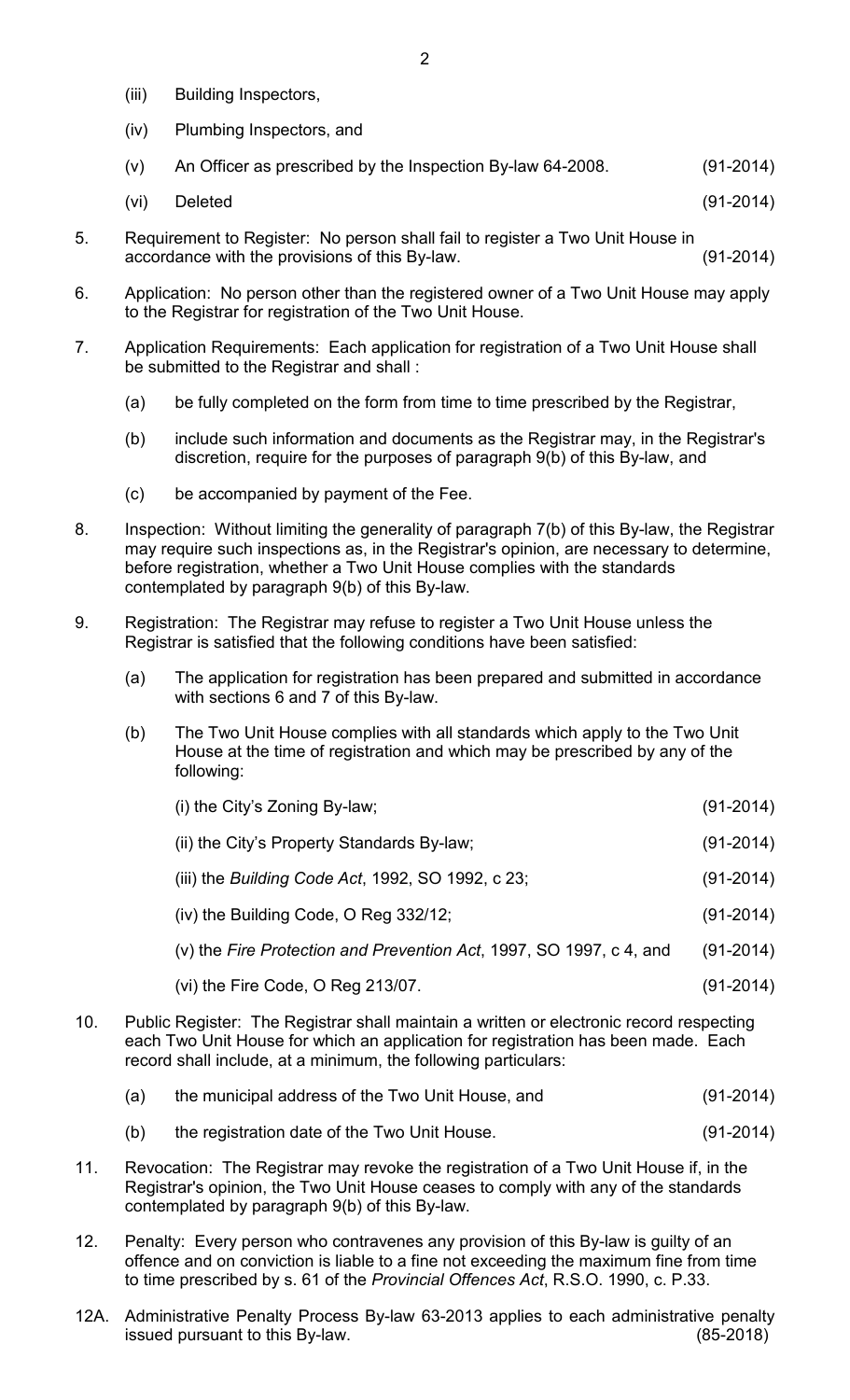(iii) Building Inspectors,

(iv) Plumbing Inspectors, and

(v) An Officer as prescribed by the Inspection By-law 64-2008. (91-2014)

(vi) Deleted (91-2014)

5. Requirement to Register: No person shall fail to register a Two Unit House in accordance with the provisions of this By-law. (91-2014)

6. Application: No person other than the registered owner of a Two Unit House may apply to the Registrar for registration of the Two Unit House.

7. Application Requirements: Each application for registration of a Two Unit House shall be submitted to the Registrar and shall :

   (a) be fully completed on the form from time to time prescribed by the Registrar,

   (b) include such information and documents as the Registrar may, in the Registrar's discretion, require for the purposes of paragraph 9(b) of this By-law, and

   (c) be accompanied by payment of the Fee.

8. Inspection: Without limiting the generality of paragraph 7(b) of this By-law, the Registrar may require such inspections as, in the Registrar's opinion, are necessary to determine, before registration, whether a Two Unit House complies with the standards contemplated by paragraph 9(b) of this By-law.

9. Registration: The Registrar may refuse to register a Two Unit House unless the Registrar is satisfied that the following conditions have been satisfied:

   (a) The application for registration has been prepared and submitted in accordance with sections 6 and 7 of this By-law.

   (b) The Two Unit House complies with all standards which apply to the Two Unit House at the time of registration and which may be prescribed by any of the following:

      (i) the City's Zoning By-law; (91-2014)

      (ii) the City's Property Standards By-law; (91-2014)

      (iii) the *Building Code Act*, 1992, SO 1992, c 23; (91-2014)

      (iv) the Building Code, O Reg 332/12; (91-2014)

      (v) the *Fire Protection and Prevention Act*, 1997, SO 1997, c 4, and (91-2014)

      (vi) the Fire Code, O Reg 213/07. (91-2014)

10. Public Register: The Registrar shall maintain a written or electronic record respecting each Two Unit House for which an application for registration has been made. Each record shall include, at a minimum, the following particulars:

   (a) the municipal address of the Two Unit House, and (91-2014)

   (b) the registration date of the Two Unit House. (91-2014)

11. Revocation: The Registrar may revoke the registration of a Two Unit House if, in the Registrar's opinion, the Two Unit House ceases to comply with any of the standards contemplated by paragraph 9(b) of this By-law.

12. Penalty: Every person who contravenes any provision of this By-law is guilty of an offence and on conviction is liable to a fine not exceeding the maximum fine from time to time prescribed by s. 61 of the *Provincial Offences Act*, R.S.O. 1990, c. P.33.

12A. Administrative Penalty Process By-law 63-2013 applies to each administrative penalty issued pursuant to this By-law. (85-2018)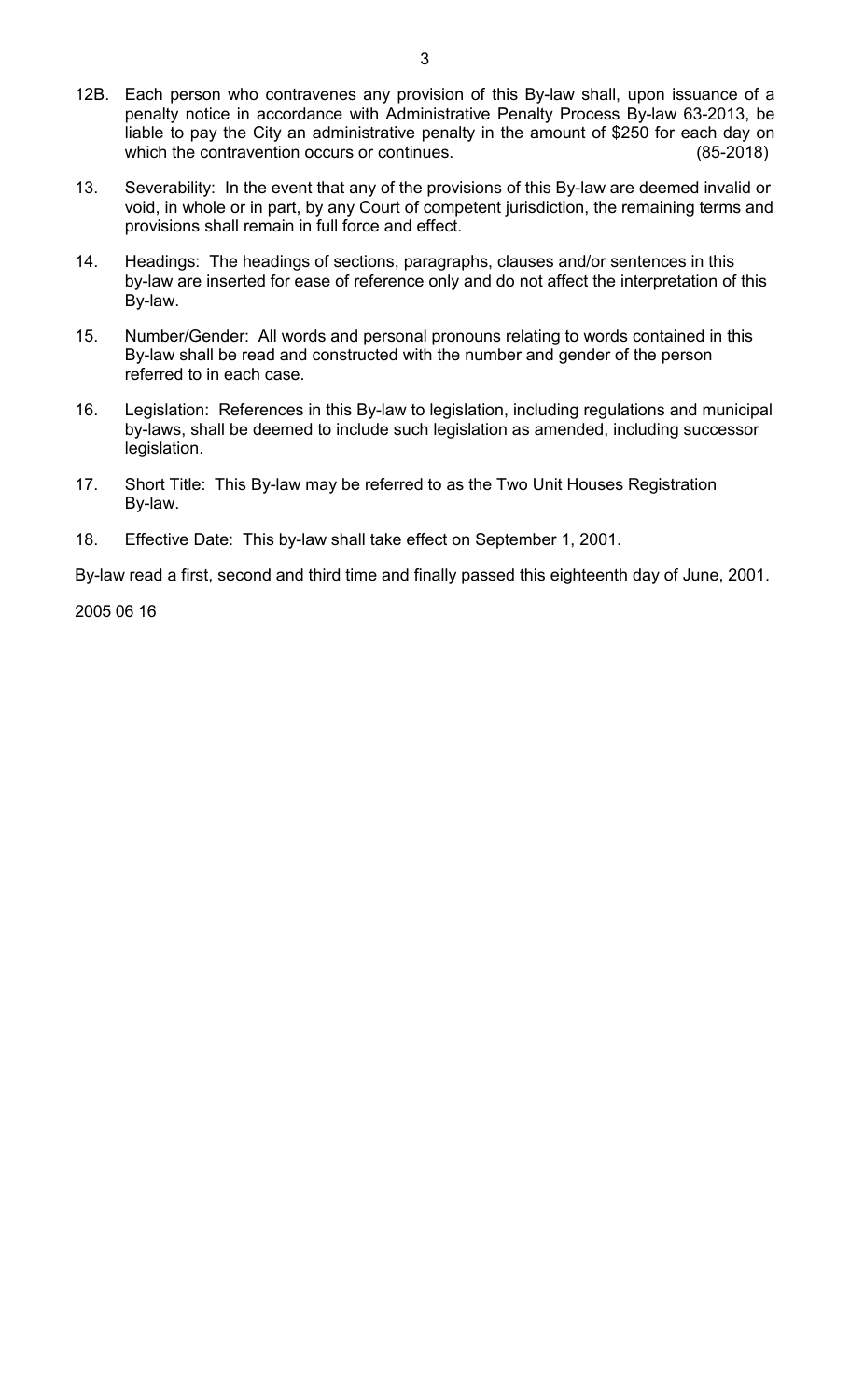12B. Each person who contravenes any provision of this By-law shall, upon issuance of a penalty notice in accordance with Administrative Penalty Process By-law 63-2013, be liable to pay the City an administrative penalty in the amount of $250 for each day on which the contravention occurs or continues. (85-2018)

13. Severability: In the event that any of the provisions of this By-law are deemed invalid or void, in whole or in part, by any Court of competent jurisdiction, the remaining terms and provisions shall remain in full force and effect.

14. Headings: The headings of sections, paragraphs, clauses and/or sentences in this by-law are inserted for ease of reference only and do not affect the interpretation of this By-law.

15. Number/Gender: All words and personal pronouns relating to words contained in this By-law shall be read and constructed with the number and gender of the person referred to in each case.

16. Legislation: References in this By-law to legislation, including regulations and municipal by-laws, shall be deemed to include such legislation as amended, including successor legislation.

17. Short Title: This By-law may be referred to as the Two Unit Houses Registration By-law.

18. Effective Date: This by-law shall take effect on September 1, 2001.

By-law read a first, second and third time and finally passed this eighteenth day of June, 2001.

2005 06 16